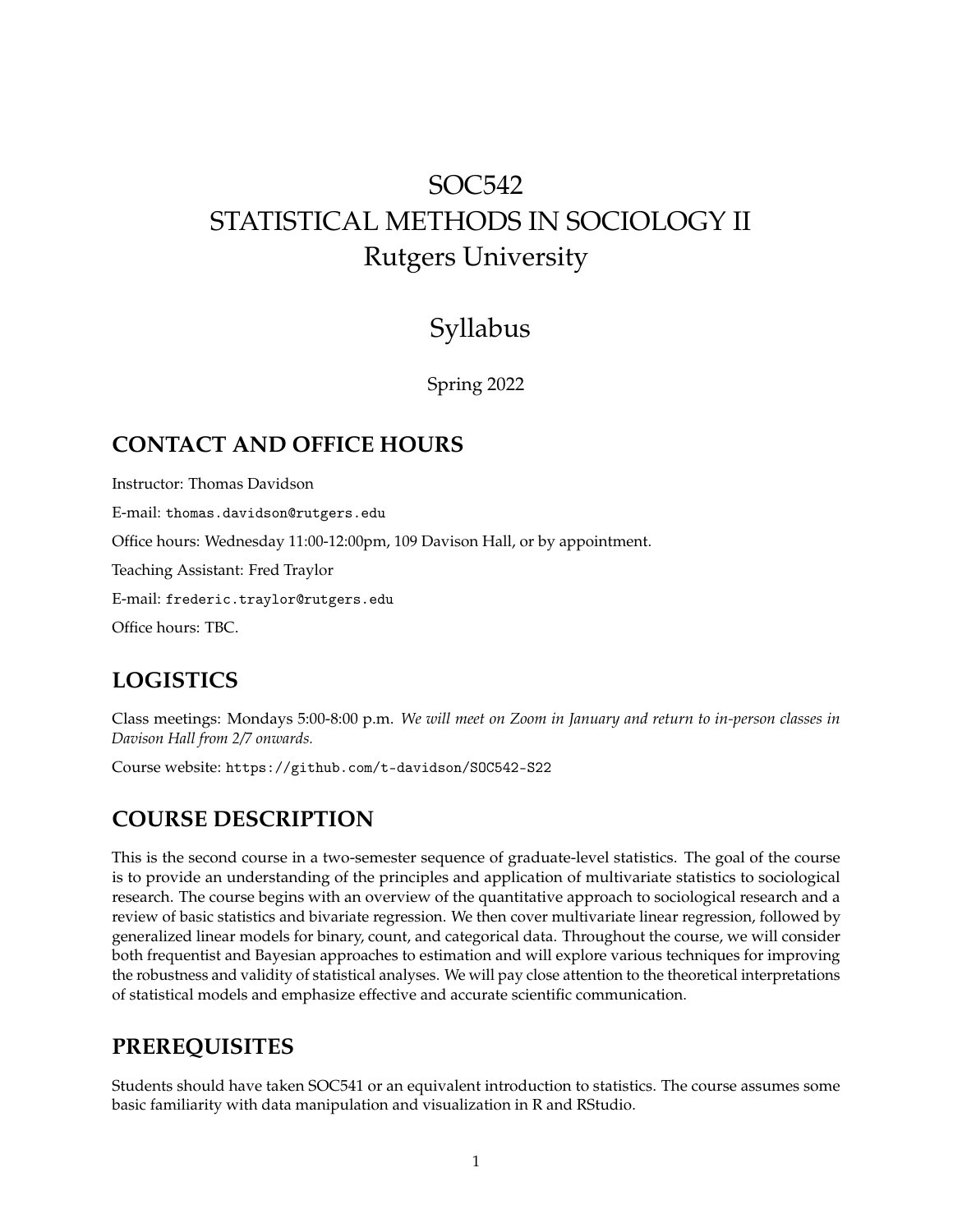# SOC542
# STATISTICAL METHODS IN SOCIOLOGY II
# Rutgers University

## Syllabus

Spring 2022

## CONTACT AND OFFICE HOURS

Instructor: Thomas Davidson

E-mail: `thomas.davidson@rutgers.edu`

Office hours: Wednesday 11:00-12:00pm, 109 Davison Hall, or by appointment.

Teaching Assistant: Fred Traylor

E-mail: `frederic.traylor@rutgers.edu`

Office hours: TBC.

## LOGISTICS

Class meetings: Mondays 5:00-8:00 p.m. *We will meet on Zoom in January and return to in-person classes in Davison Hall from 2/7 onwards.*

Course website: `https://github.com/t-davidson/SOC542-S22`

## COURSE DESCRIPTION

This is the second course in a two-semester sequence of graduate-level statistics. The goal of the course is to provide an understanding of the principles and application of multivariate statistics to sociological research. The course begins with an overview of the quantitative approach to sociological research and a review of basic statistics and bivariate regression. We then cover multivariate linear regression, followed by generalized linear models for binary, count, and categorical data. Throughout the course, we will consider both frequentist and Bayesian approaches to estimation and will explore various techniques for improving the robustness and validity of statistical analyses. We will pay close attention to the theoretical interpretations of statistical models and emphasize effective and accurate scientific communication.

## PREREQUISITES

Students should have taken SOC541 or an equivalent introduction to statistics. The course assumes some basic familiarity with data manipulation and visualization in R and RStudio.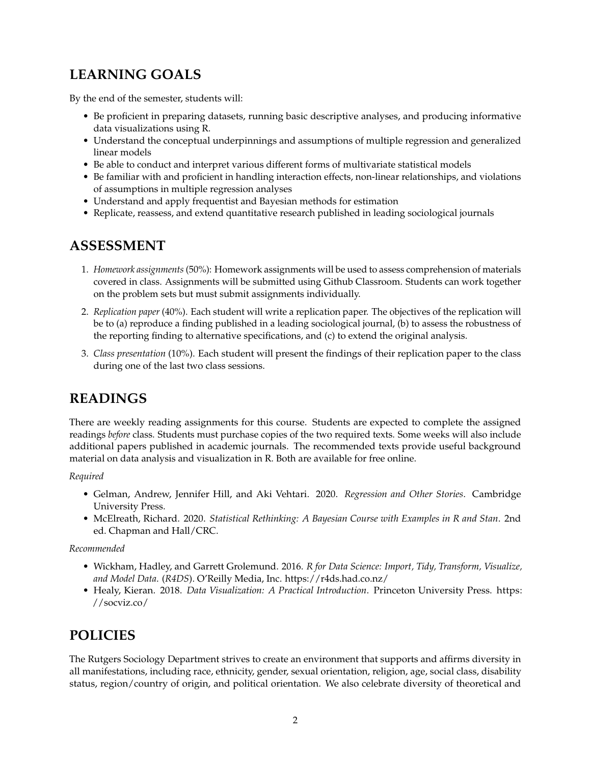## LEARNING GOALS

By the end of the semester, students will:

- Be proficient in preparing datasets, running basic descriptive analyses, and producing informative data visualizations using R.
- Understand the conceptual underpinnings and assumptions of multiple regression and generalized linear models
- Be able to conduct and interpret various different forms of multivariate statistical models
- Be familiar with and proficient in handling interaction effects, non-linear relationships, and violations of assumptions in multiple regression analyses
- Understand and apply frequentist and Bayesian methods for estimation
- Replicate, reassess, and extend quantitative research published in leading sociological journals

## ASSESSMENT

1. *Homework assignments* (50%): Homework assignments will be used to assess comprehension of materials covered in class. Assignments will be submitted using Github Classroom. Students can work together on the problem sets but must submit assignments individually.
2. *Replication paper* (40%). Each student will write a replication paper. The objectives of the replication will be to (a) reproduce a finding published in a leading sociological journal, (b) to assess the robustness of the reporting finding to alternative specifications, and (c) to extend the original analysis.
3. *Class presentation* (10%). Each student will present the findings of their replication paper to the class during one of the last two class sessions.

## READINGS

There are weekly reading assignments for this course. Students are expected to complete the assigned readings *before* class. Students must purchase copies of the two required texts. Some weeks will also include additional papers published in academic journals. The recommended texts provide useful background material on data analysis and visualization in R. Both are available for free online.

*Required*

- Gelman, Andrew, Jennifer Hill, and Aki Vehtari. 2020. *Regression and Other Stories*. Cambridge University Press.
- McElreath, Richard. 2020. *Statistical Rethinking: A Bayesian Course with Examples in R and Stan*. 2nd ed. Chapman and Hall/CRC.

*Recommended*

- Wickham, Hadley, and Garrett Grolemund. 2016. *R for Data Science: Import, Tidy, Transform, Visualize, and Model Data*. (*R4DS*). O'Reilly Media, Inc. https://r4ds.had.co.nz/
- Healy, Kieran. 2018. *Data Visualization: A Practical Introduction*. Princeton University Press. https://socviz.co/

## POLICIES

The Rutgers Sociology Department strives to create an environment that supports and affirms diversity in all manifestations, including race, ethnicity, gender, sexual orientation, religion, age, social class, disability status, region/country of origin, and political orientation. We also celebrate diversity of theoretical and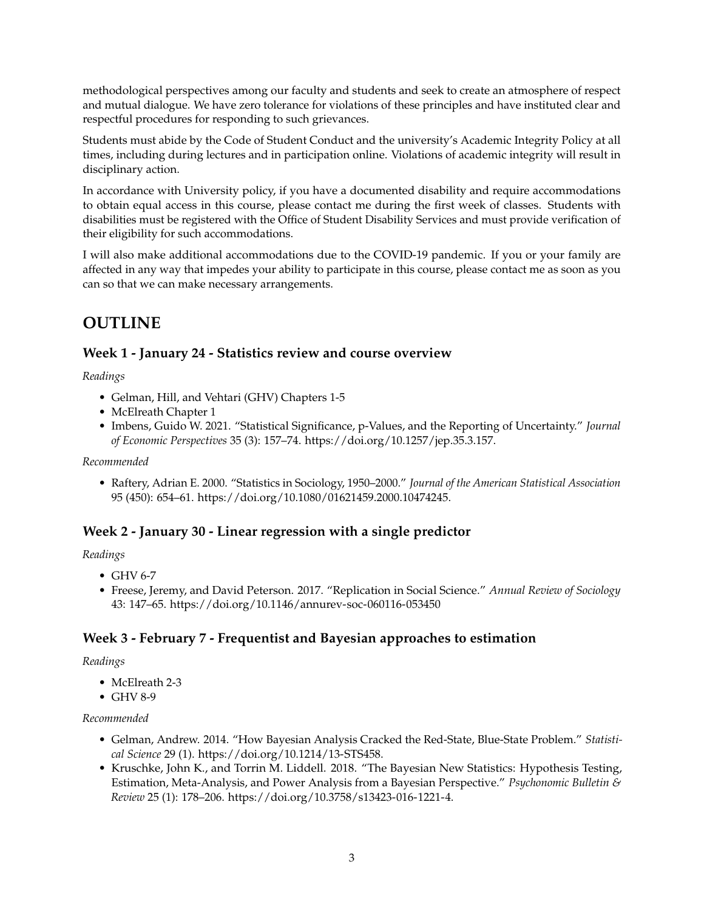methodological perspectives among our faculty and students and seek to create an atmosphere of respect and mutual dialogue. We have zero tolerance for violations of these principles and have instituted clear and respectful procedures for responding to such grievances.

Students must abide by the Code of Student Conduct and the university's Academic Integrity Policy at all times, including during lectures and in participation online. Violations of academic integrity will result in disciplinary action.

In accordance with University policy, if you have a documented disability and require accommodations to obtain equal access in this course, please contact me during the first week of classes. Students with disabilities must be registered with the Office of Student Disability Services and must provide verification of their eligibility for such accommodations.

I will also make additional accommodations due to the COVID-19 pandemic. If you or your family are affected in any way that impedes your ability to participate in this course, please contact me as soon as you can so that we can make necessary arrangements.

# OUTLINE

## Week 1 - January 24 - Statistics review and course overview

*Readings*

- Gelman, Hill, and Vehtari (GHV) Chapters 1-5
- McElreath Chapter 1
- Imbens, Guido W. 2021. "Statistical Significance, p-Values, and the Reporting of Uncertainty." *Journal of Economic Perspectives* 35 (3): 157–74. https://doi.org/10.1257/jep.35.3.157.

*Recommended*

- Raftery, Adrian E. 2000. "Statistics in Sociology, 1950–2000." *Journal of the American Statistical Association* 95 (450): 654–61. https://doi.org/10.1080/01621459.2000.10474245.

## Week 2 - January 30 - Linear regression with a single predictor

*Readings*

- GHV 6-7
- Freese, Jeremy, and David Peterson. 2017. "Replication in Social Science." *Annual Review of Sociology* 43: 147–65. https://doi.org/10.1146/annurev-soc-060116-053450

## Week 3 - February 7 - Frequentist and Bayesian approaches to estimation

*Readings*

- McElreath 2-3
- GHV 8-9

*Recommended*

- Gelman, Andrew. 2014. "How Bayesian Analysis Cracked the Red-State, Blue-State Problem." *Statistical Science* 29 (1). https://doi.org/10.1214/13-STS458.
- Kruschke, John K., and Torrin M. Liddell. 2018. "The Bayesian New Statistics: Hypothesis Testing, Estimation, Meta-Analysis, and Power Analysis from a Bayesian Perspective." *Psychonomic Bulletin & Review* 25 (1): 178–206. https://doi.org/10.3758/s13423-016-1221-4.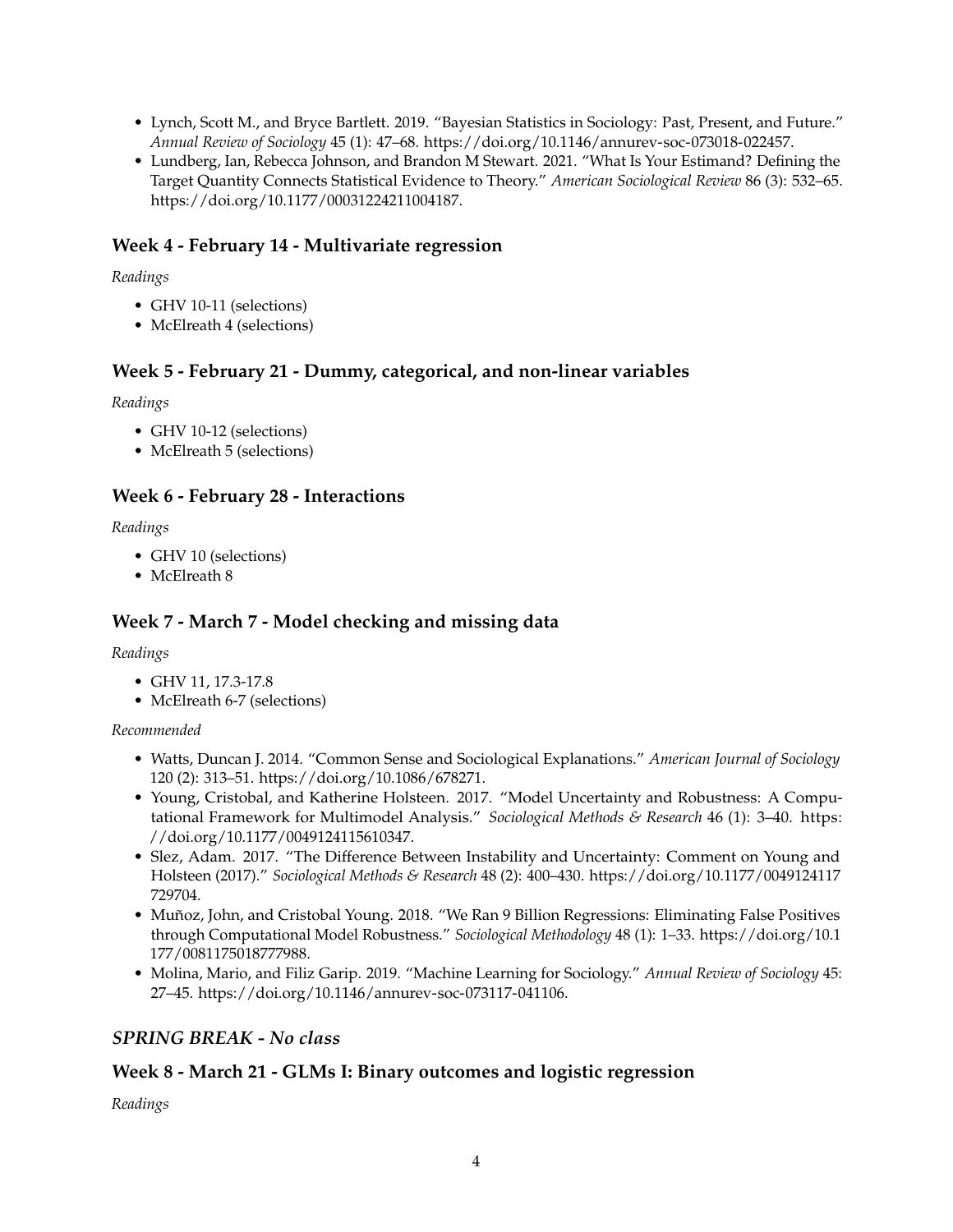- Lynch, Scott M., and Bryce Bartlett. 2019. "Bayesian Statistics in Sociology: Past, Present, and Future." *Annual Review of Sociology* 45 (1): 47–68. https://doi.org/10.1146/annurev-soc-073018-022457.
- Lundberg, Ian, Rebecca Johnson, and Brandon M Stewart. 2021. "What Is Your Estimand? Defining the Target Quantity Connects Statistical Evidence to Theory." *American Sociological Review* 86 (3): 532–65. https://doi.org/10.1177/00031224211004187.

### Week 4 - February 14 - Multivariate regression

*Readings*

- GHV 10-11 (selections)
- McElreath 4 (selections)

### Week 5 - February 21 - Dummy, categorical, and non-linear variables

*Readings*

- GHV 10-12 (selections)
- McElreath 5 (selections)

### Week 6 - February 28 - Interactions

*Readings*

- GHV 10 (selections)
- McElreath 8

### Week 7 - March 7 - Model checking and missing data

*Readings*

- GHV 11, 17.3-17.8
- McElreath 6-7 (selections)

*Recommended*

- Watts, Duncan J. 2014. "Common Sense and Sociological Explanations." *American Journal of Sociology* 120 (2): 313–51. https://doi.org/10.1086/678271.
- Young, Cristobal, and Katherine Holsteen. 2017. "Model Uncertainty and Robustness: A Computational Framework for Multimodel Analysis." *Sociological Methods & Research* 46 (1): 3–40. https://doi.org/10.1177/0049124115610347.
- Slez, Adam. 2017. "The Difference Between Instability and Uncertainty: Comment on Young and Holsteen (2017)." *Sociological Methods & Research* 48 (2): 400–430. https://doi.org/10.1177/0049124117729704.
- Muñoz, John, and Cristobal Young. 2018. "We Ran 9 Billion Regressions: Eliminating False Positives through Computational Model Robustness." *Sociological Methodology* 48 (1): 1–33. https://doi.org/10.1177/0081175018777988.
- Molina, Mario, and Filiz Garip. 2019. "Machine Learning for Sociology." *Annual Review of Sociology* 45: 27–45. https://doi.org/10.1146/annurev-soc-073117-041106.

### *SPRING BREAK - No class*

### Week 8 - March 21 - GLMs I: Binary outcomes and logistic regression

*Readings*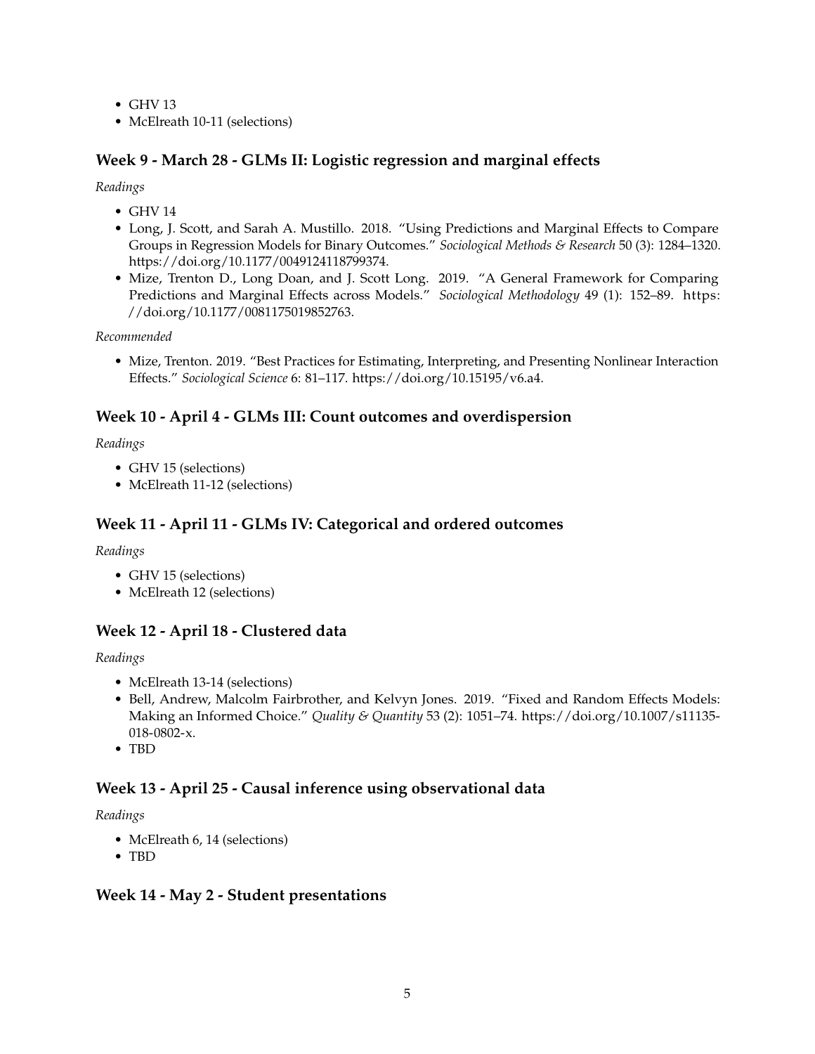- GHV 13
- McElreath 10-11 (selections)

### Week 9 - March 28 - GLMs II: Logistic regression and marginal effects

*Readings*

- GHV 14
- Long, J. Scott, and Sarah A. Mustillo. 2018. "Using Predictions and Marginal Effects to Compare Groups in Regression Models for Binary Outcomes." *Sociological Methods & Research* 50 (3): 1284–1320. https://doi.org/10.1177/0049124118799374.
- Mize, Trenton D., Long Doan, and J. Scott Long. 2019. "A General Framework for Comparing Predictions and Marginal Effects across Models." *Sociological Methodology* 49 (1): 152–89. https://doi.org/10.1177/0081175019852763.

*Recommended*

- Mize, Trenton. 2019. "Best Practices for Estimating, Interpreting, and Presenting Nonlinear Interaction Effects." *Sociological Science* 6: 81–117. https://doi.org/10.15195/v6.a4.

### Week 10 - April 4 - GLMs III: Count outcomes and overdispersion

*Readings*

- GHV 15 (selections)
- McElreath 11-12 (selections)

### Week 11 - April 11 - GLMs IV: Categorical and ordered outcomes

*Readings*

- GHV 15 (selections)
- McElreath 12 (selections)

### Week 12 - April 18 - Clustered data

*Readings*

- McElreath 13-14 (selections)
- Bell, Andrew, Malcolm Fairbrother, and Kelvyn Jones. 2019. "Fixed and Random Effects Models: Making an Informed Choice." *Quality & Quantity* 53 (2): 1051–74. https://doi.org/10.1007/s11135-018-0802-x.
- TBD

### Week 13 - April 25 - Causal inference using observational data

*Readings*

- McElreath 6, 14 (selections)
- TBD

### Week 14 - May 2 - Student presentations